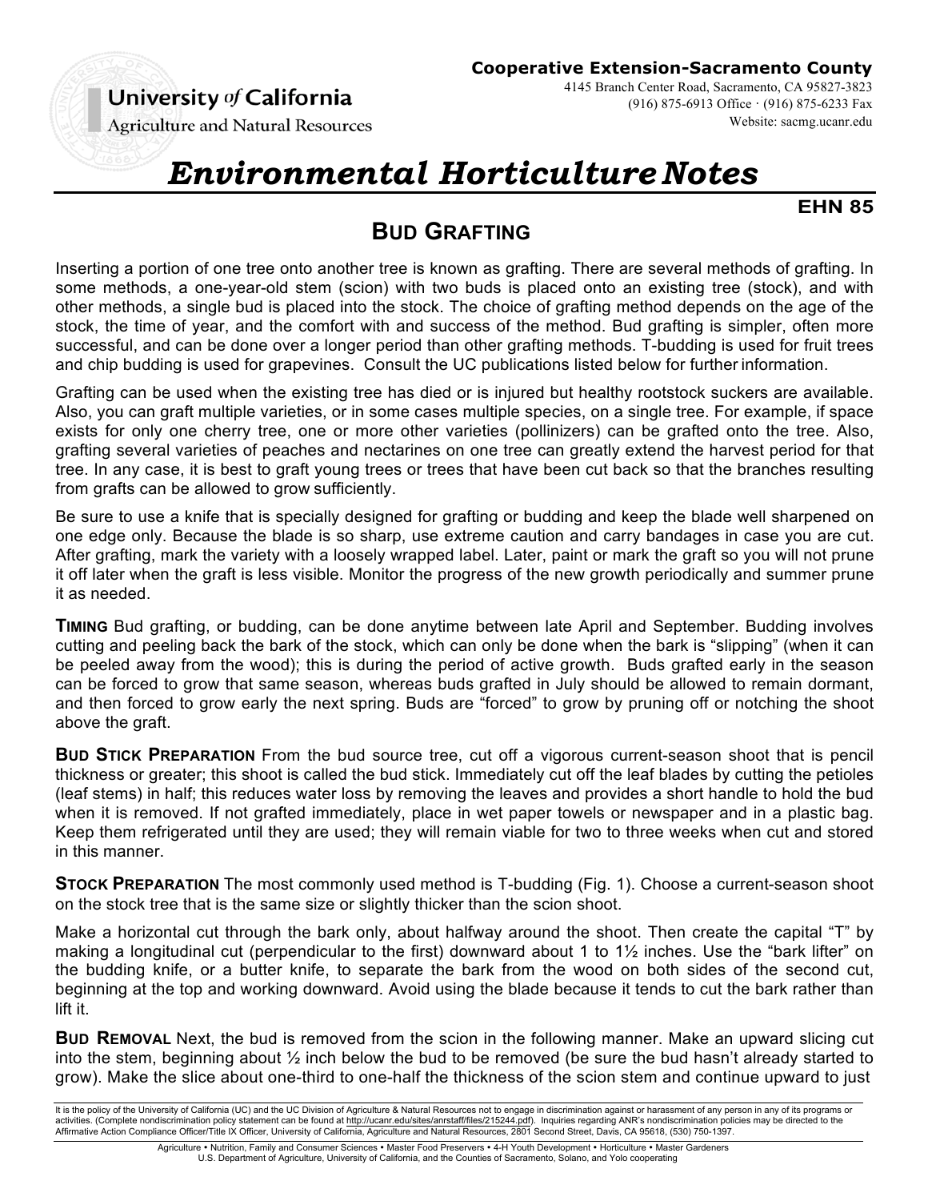**Cooperative Extension-Sacramento County**
4145 Branch Center Road, Sacramento, CA 95827-3823
(916) 875-6913 Office · (916) 875-6233 Fax
Website: sacmg.ucanr.edu

University *of* California
Agriculture and Natural Resources

# *Environmental Horticulture Notes*

**EHN 85**

## Bud Grafting

Inserting a portion of one tree onto another tree is known as grafting. There are several methods of grafting. In some methods, a one-year-old stem (scion) with two buds is placed onto an existing tree (stock), and with other methods, a single bud is placed into the stock. The choice of grafting method depends on the age of the stock, the time of year, and the comfort with and success of the method. Bud grafting is simpler, often more successful, and can be done over a longer period than other grafting methods. T-budding is used for fruit trees and chip budding is used for grapevines. Consult the UC publications listed below for further information.

Grafting can be used when the existing tree has died or is injured but healthy rootstock suckers are available. Also, you can graft multiple varieties, or in some cases multiple species, on a single tree. For example, if space exists for only one cherry tree, one or more other varieties (pollinizers) can be grafted onto the tree. Also, grafting several varieties of peaches and nectarines on one tree can greatly extend the harvest period for that tree. In any case, it is best to graft young trees or trees that have been cut back so that the branches resulting from grafts can be allowed to grow sufficiently.

Be sure to use a knife that is specially designed for grafting or budding and keep the blade well sharpened on one edge only. Because the blade is so sharp, use extreme caution and carry bandages in case you are cut. After grafting, mark the variety with a loosely wrapped label. Later, paint or mark the graft so you will not prune it off later when the graft is less visible. Monitor the progress of the new growth periodically and summer prune it as needed.

**Timing** Bud grafting, or budding, can be done anytime between late April and September. Budding involves cutting and peeling back the bark of the stock, which can only be done when the bark is "slipping" (when it can be peeled away from the wood); this is during the period of active growth. Buds grafted early in the season can be forced to grow that same season, whereas buds grafted in July should be allowed to remain dormant, and then forced to grow early the next spring. Buds are "forced" to grow by pruning off or notching the shoot above the graft.

**Bud Stick Preparation** From the bud source tree, cut off a vigorous current-season shoot that is pencil thickness or greater; this shoot is called the bud stick. Immediately cut off the leaf blades by cutting the petioles (leaf stems) in half; this reduces water loss by removing the leaves and provides a short handle to hold the bud when it is removed. If not grafted immediately, place in wet paper towels or newspaper and in a plastic bag. Keep them refrigerated until they are used; they will remain viable for two to three weeks when cut and stored in this manner.

**Stock Preparation** The most commonly used method is T-budding (Fig. 1). Choose a current-season shoot on the stock tree that is the same size or slightly thicker than the scion shoot.

Make a horizontal cut through the bark only, about halfway around the shoot. Then create the capital "T" by making a longitudinal cut (perpendicular to the first) downward about 1 to 1½ inches. Use the "bark lifter" on the budding knife, or a butter knife, to separate the bark from the wood on both sides of the second cut, beginning at the top and working downward. Avoid using the blade because it tends to cut the bark rather than lift it.

**Bud Removal** Next, the bud is removed from the scion in the following manner. Make an upward slicing cut into the stem, beginning about ½ inch below the bud to be removed (be sure the bud hasn't already started to grow). Make the slice about one-third to one-half the thickness of the scion stem and continue upward to just

It is the policy of the University of California (UC) and the UC Division of Agriculture & Natural Resources not to engage in discrimination against or harassment of any person in any of its programs or activities. (Complete nondiscrimination policy statement can be found at http://ucanr.edu/sites/anrstaff/files/215244.pdf). Inquiries regarding ANR's nondiscrimination policies may be directed to the Affirmative Action Compliance Officer/Title IX Officer, University of California, Agriculture and Natural Resources, 2801 Second Street, Davis, CA 95618, (530) 750-1397.

Agriculture • Nutrition, Family and Consumer Sciences • Master Food Preservers • 4-H Youth Development • Horticulture • Master Gardeners
U.S. Department of Agriculture, University of California, and the Counties of Sacramento, Solano, and Yolo cooperating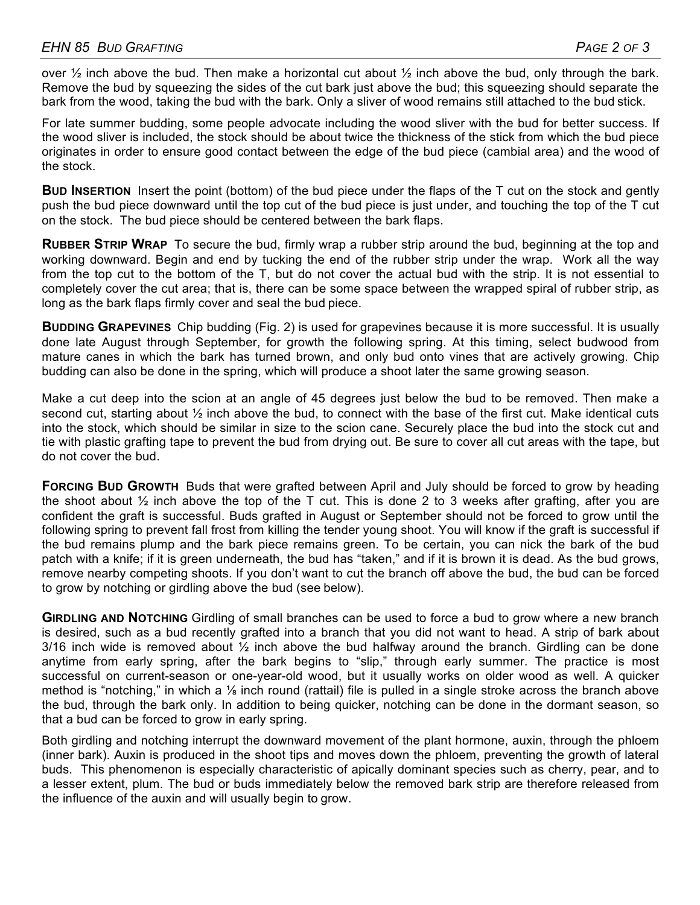over ½ inch above the bud. Then make a horizontal cut about ½ inch above the bud, only through the bark. Remove the bud by squeezing the sides of the cut bark just above the bud; this squeezing should separate the bark from the wood, taking the bud with the bark. Only a sliver of wood remains still attached to the bud stick.

For late summer budding, some people advocate including the wood sliver with the bud for better success. If the wood sliver is included, the stock should be about twice the thickness of the stick from which the bud piece originates in order to ensure good contact between the edge of the bud piece (cambial area) and the wood of the stock.

**BUD INSERTION** Insert the point (bottom) of the bud piece under the flaps of the T cut on the stock and gently push the bud piece downward until the top cut of the bud piece is just under, and touching the top of the T cut on the stock. The bud piece should be centered between the bark flaps.

**RUBBER STRIP WRAP** To secure the bud, firmly wrap a rubber strip around the bud, beginning at the top and working downward. Begin and end by tucking the end of the rubber strip under the wrap. Work all the way from the top cut to the bottom of the T, but do not cover the actual bud with the strip. It is not essential to completely cover the cut area; that is, there can be some space between the wrapped spiral of rubber strip, as long as the bark flaps firmly cover and seal the bud piece.

**BUDDING GRAPEVINES** Chip budding (Fig. 2) is used for grapevines because it is more successful. It is usually done late August through September, for growth the following spring. At this timing, select budwood from mature canes in which the bark has turned brown, and only bud onto vines that are actively growing. Chip budding can also be done in the spring, which will produce a shoot later the same growing season.

Make a cut deep into the scion at an angle of 45 degrees just below the bud to be removed. Then make a second cut, starting about ½ inch above the bud, to connect with the base of the first cut. Make identical cuts into the stock, which should be similar in size to the scion cane. Securely place the bud into the stock cut and tie with plastic grafting tape to prevent the bud from drying out. Be sure to cover all cut areas with the tape, but do not cover the bud.

**FORCING BUD GROWTH** Buds that were grafted between April and July should be forced to grow by heading the shoot about ½ inch above the top of the T cut. This is done 2 to 3 weeks after grafting, after you are confident the graft is successful. Buds grafted in August or September should not be forced to grow until the following spring to prevent fall frost from killing the tender young shoot. You will know if the graft is successful if the bud remains plump and the bark piece remains green. To be certain, you can nick the bark of the bud patch with a knife; if it is green underneath, the bud has "taken," and if it is brown it is dead. As the bud grows, remove nearby competing shoots. If you don't want to cut the branch off above the bud, the bud can be forced to grow by notching or girdling above the bud (see below).

**GIRDLING AND NOTCHING** Girdling of small branches can be used to force a bud to grow where a new branch is desired, such as a bud recently grafted into a branch that you did not want to head. A strip of bark about 3/16 inch wide is removed about ½ inch above the bud halfway around the branch. Girdling can be done anytime from early spring, after the bark begins to "slip," through early summer. The practice is most successful on current-season or one-year-old wood, but it usually works on older wood as well. A quicker method is "notching," in which a ⅛ inch round (rattail) file is pulled in a single stroke across the branch above the bud, through the bark only. In addition to being quicker, notching can be done in the dormant season, so that a bud can be forced to grow in early spring.

Both girdling and notching interrupt the downward movement of the plant hormone, auxin, through the phloem (inner bark). Auxin is produced in the shoot tips and moves down the phloem, preventing the growth of lateral buds. This phenomenon is especially characteristic of apically dominant species such as cherry, pear, and to a lesser extent, plum. The bud or buds immediately below the removed bark strip are therefore released from the influence of the auxin and will usually begin to grow.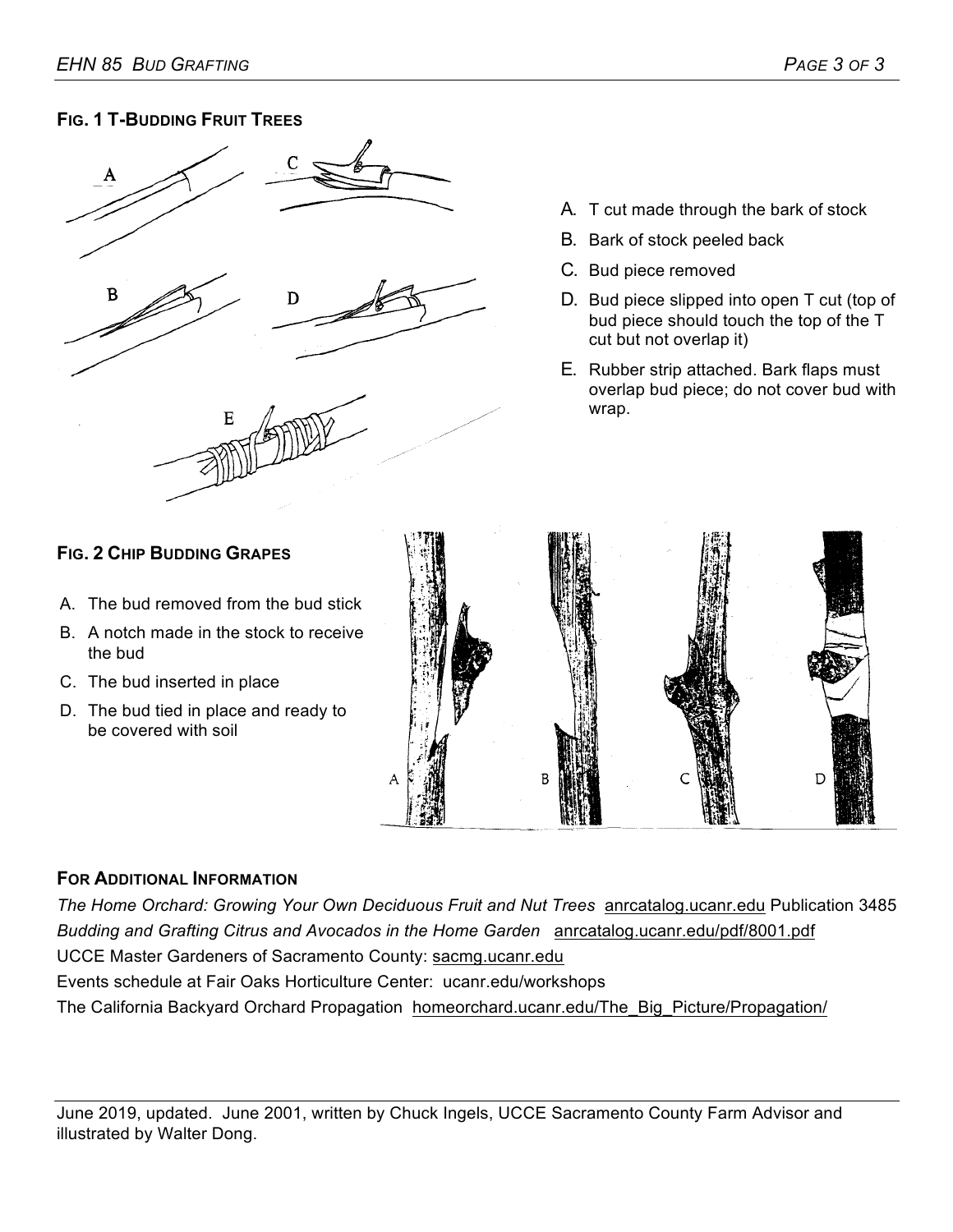### Fig. 1 T-Budding Fruit Trees

A. T cut made through the bark of stock
B. Bark of stock peeled back
C. Bud piece removed
D. Bud piece slipped into open T cut (top of bud piece should touch the top of the T cut but not overlap it)
E. Rubber strip attached. Bark flaps must overlap bud piece; do not cover bud with wrap.

### Fig. 2 Chip Budding Grapes

A. The bud removed from the bud stick
B. A notch made in the stock to receive the bud
C. The bud inserted in place
D. The bud tied in place and ready to be covered with soil

### For Additional Information

*The Home Orchard: Growing Your Own Deciduous Fruit and Nut Trees* anrcatalog.ucanr.edu Publication 3485
*Budding and Grafting Citrus and Avocados in the Home Garden* anrcatalog.ucanr.edu/pdf/8001.pdf
UCCE Master Gardeners of Sacramento County: sacmg.ucanr.edu
Events schedule at Fair Oaks Horticulture Center: ucanr.edu/workshops
The California Backyard Orchard Propagation homeorchard.ucanr.edu/The_Big_Picture/Propagation/

June 2019, updated. June 2001, written by Chuck Ingels, UCCE Sacramento County Farm Advisor and illustrated by Walter Dong.